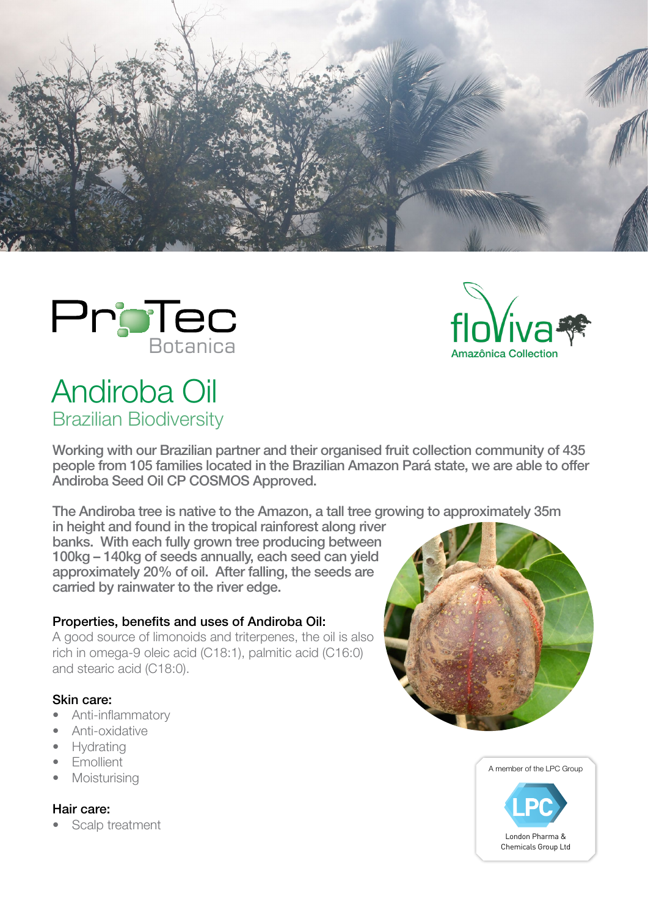ProTec Botanica

floViva Amazônica Collection

# Andiroba Oil

## Brazilian Biodiversity

**Working with our Brazilian partner and their organised fruit collection community of 435 people from 105 families located in the Brazilian Amazon Pará state, we are able to offer Andiroba Seed Oil CP COSMOS Approved.**

**The Andiroba tree is native to the Amazon, a tall tree growing to approximately 35m in height and found in the tropical rainforest along river banks. With each fully grown tree producing between 100kg – 140kg of seeds annually, each seed can yield approximately 20% of oil. After falling, the seeds are carried by rainwater to the river edge.**

### Properties, benefits and uses of Andiroba Oil:

A good source of limonoids and triterpenes, the oil is also rich in omega-9 oleic acid (C18:1), palmitic acid (C16:0) and stearic acid (C18:0).

### Skin care:

- Anti-inflammatory
- Anti-oxidative
- Hydrating
- Emollient
- Moisturising

### Hair care:

- Scalp treatment

A member of the LPC Group

LPC

London Pharma & Chemicals Group Ltd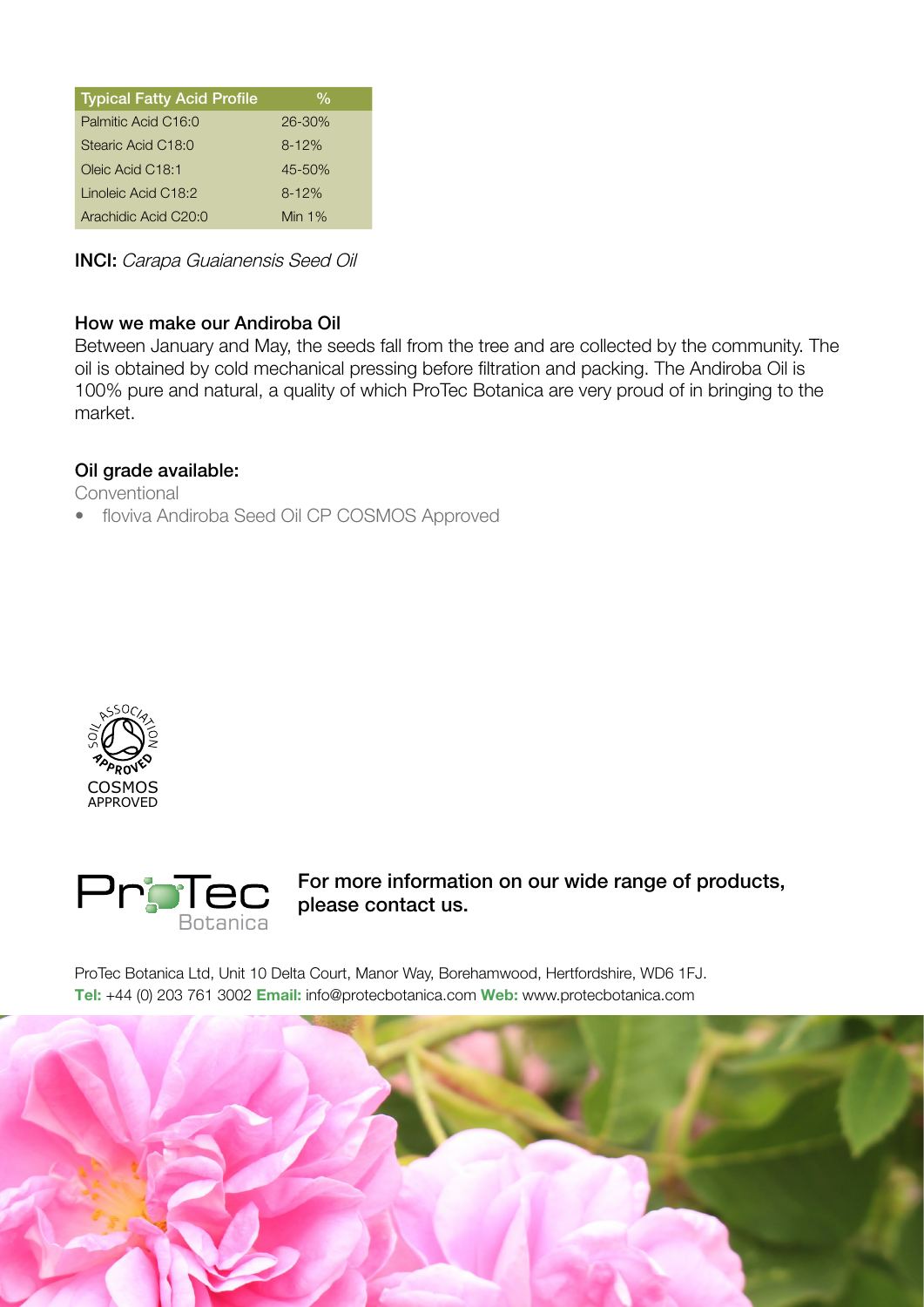| Typical Fatty Acid Profile | % |
|---|---|
| Palmitic Acid C16:0 | 26-30% |
| Stearic Acid C18:0 | 8-12% |
| Oleic Acid C18:1 | 45-50% |
| Linoleic Acid C18:2 | 8-12% |
| Arachidic Acid C20:0 | Min 1% |

**INCI:** *Carapa Guaianensis Seed Oil*

### How we make our Andiroba Oil

Between January and May, the seeds fall from the tree and are collected by the community. The oil is obtained by cold mechanical pressing before filtration and packing. The Andiroba Oil is 100% pure and natural, a quality of which ProTec Botanica are very proud of in bringing to the market.

### Oil grade available:

Conventional

- floviva Andiroba Seed Oil CP COSMOS Approved

SOIL ASSOCIATION APPROVED
COSMOS APPROVED

ProTec Botanica

**For more information on our wide range of products, please contact us.**

ProTec Botanica Ltd, Unit 10 Delta Court, Manor Way, Borehamwood, Hertfordshire, WD6 1FJ.
**Tel:** +44 (0) 203 761 3002 **Email:** info@protecbotanica.com **Web:** www.protecbotanica.com